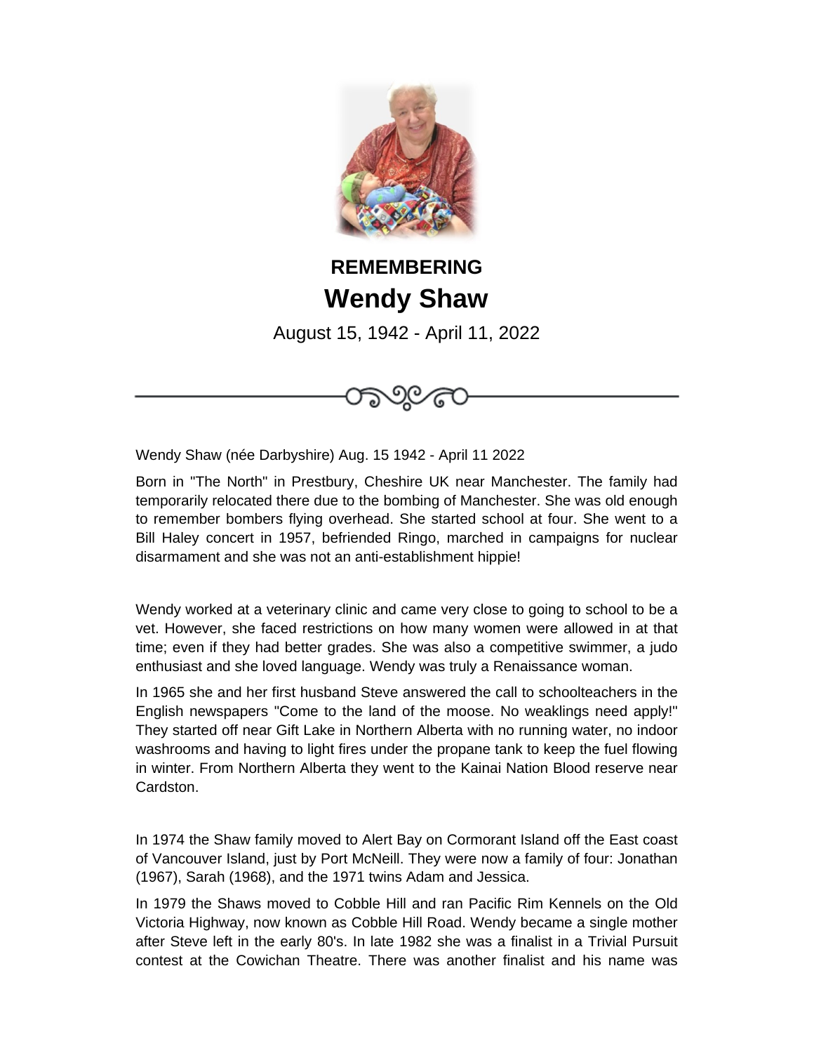**REMEMBERING**

# Wendy Shaw

August 15, 1942 - April 11, 2022

Wendy Shaw (née Darbyshire) Aug. 15 1942 - April 11 2022

Born in "The North" in Prestbury, Cheshire UK near Manchester. The family had temporarily relocated there due to the bombing of Manchester. She was old enough to remember bombers flying overhead. She started school at four. She went to a Bill Haley concert in 1957, befriended Ringo, marched in campaigns for nuclear disarmament and she was not an anti-establishment hippie!

Wendy worked at a veterinary clinic and came very close to going to school to be a vet. However, she faced restrictions on how many women were allowed in at that time; even if they had better grades. She was also a competitive swimmer, a judo enthusiast and she loved language. Wendy was truly a Renaissance woman.

In 1965 she and her first husband Steve answered the call to schoolteachers in the English newspapers "Come to the land of the moose. No weaklings need apply!" They started off near Gift Lake in Northern Alberta with no running water, no indoor washrooms and having to light fires under the propane tank to keep the fuel flowing in winter. From Northern Alberta they went to the Kainai Nation Blood reserve near Cardston.

In 1974 the Shaw family moved to Alert Bay on Cormorant Island off the East coast of Vancouver Island, just by Port McNeill. They were now a family of four: Jonathan (1967), Sarah (1968), and the 1971 twins Adam and Jessica.

In 1979 the Shaws moved to Cobble Hill and ran Pacific Rim Kennels on the Old Victoria Highway, now known as Cobble Hill Road. Wendy became a single mother after Steve left in the early 80's. In late 1982 she was a finalist in a Trivial Pursuit contest at the Cowichan Theatre. There was another finalist and his name was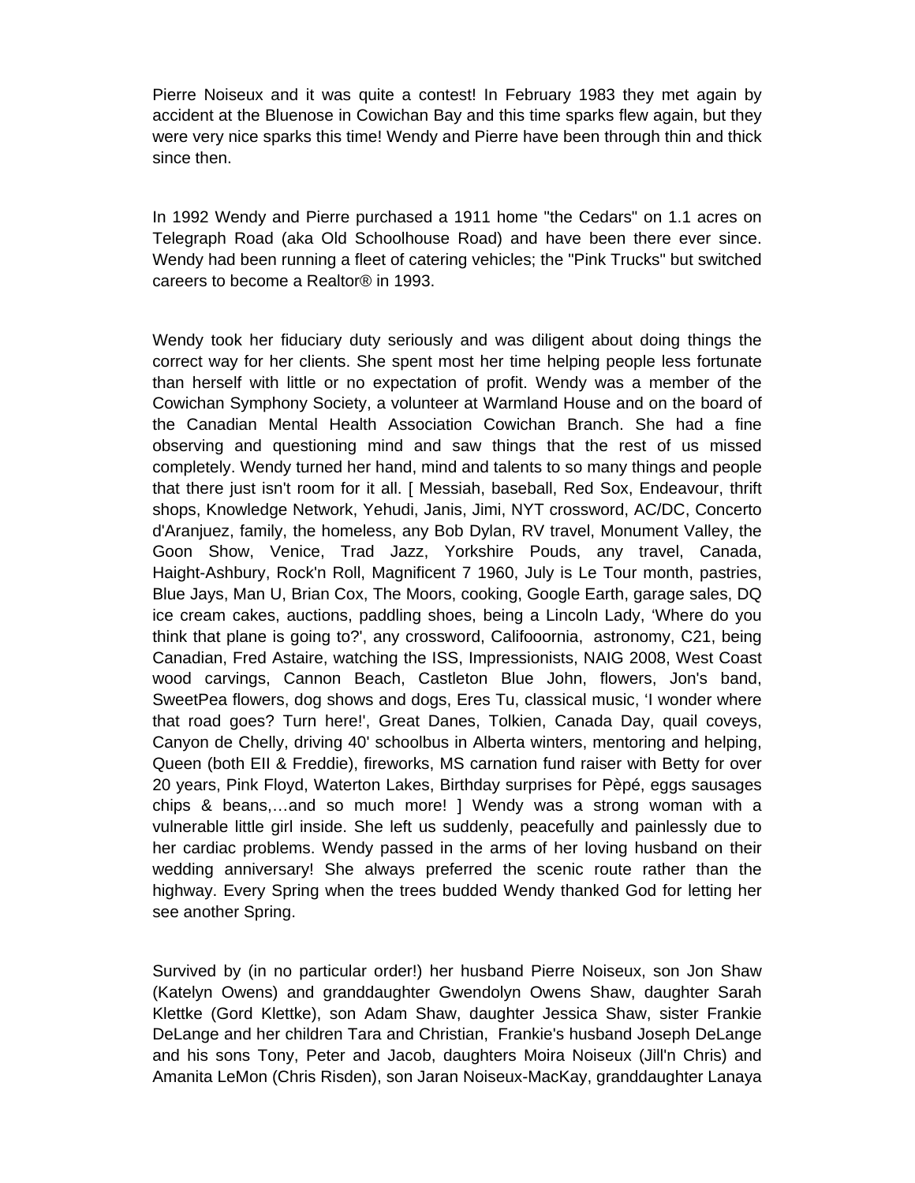Pierre Noiseux and it was quite a contest! In February 1983 they met again by accident at the Bluenose in Cowichan Bay and this time sparks flew again, but they were very nice sparks this time! Wendy and Pierre have been through thin and thick since then.

In 1992 Wendy and Pierre purchased a 1911 home "the Cedars" on 1.1 acres on Telegraph Road (aka Old Schoolhouse Road) and have been there ever since. Wendy had been running a fleet of catering vehicles; the "Pink Trucks" but switched careers to become a Realtor® in 1993.

Wendy took her fiduciary duty seriously and was diligent about doing things the correct way for her clients. She spent most her time helping people less fortunate than herself with little or no expectation of profit. Wendy was a member of the Cowichan Symphony Society, a volunteer at Warmland House and on the board of the Canadian Mental Health Association Cowichan Branch. She had a fine observing and questioning mind and saw things that the rest of us missed completely. Wendy turned her hand, mind and talents to so many things and people that there just isn't room for it all. [ Messiah, baseball, Red Sox, Endeavour, thrift shops, Knowledge Network, Yehudi, Janis, Jimi, NYT crossword, AC/DC, Concerto d'Aranjuez, family, the homeless, any Bob Dylan, RV travel, Monument Valley, the Goon Show, Venice, Trad Jazz, Yorkshire Pouds, any travel, Canada, Haight-Ashbury, Rock'n Roll, Magnificent 7 1960, July is Le Tour month, pastries, Blue Jays, Man U, Brian Cox, The Moors, cooking, Google Earth, garage sales, DQ ice cream cakes, auctions, paddling shoes, being a Lincoln Lady, 'Where do you think that plane is going to?', any crossword, Califooornia, astronomy, C21, being Canadian, Fred Astaire, watching the ISS, Impressionists, NAIG 2008, West Coast wood carvings, Cannon Beach, Castleton Blue John, flowers, Jon's band, SweetPea flowers, dog shows and dogs, Eres Tu, classical music, 'I wonder where that road goes? Turn here!', Great Danes, Tolkien, Canada Day, quail coveys, Canyon de Chelly, driving 40' schoolbus in Alberta winters, mentoring and helping, Queen (both EII & Freddie), fireworks, MS carnation fund raiser with Betty for over 20 years, Pink Floyd, Waterton Lakes, Birthday surprises for Pèpé, eggs sausages chips & beans,…and so much more! ] Wendy was a strong woman with a vulnerable little girl inside. She left us suddenly, peacefully and painlessly due to her cardiac problems. Wendy passed in the arms of her loving husband on their wedding anniversary! She always preferred the scenic route rather than the highway. Every Spring when the trees budded Wendy thanked God for letting her see another Spring.

Survived by (in no particular order!) her husband Pierre Noiseux, son Jon Shaw (Katelyn Owens) and granddaughter Gwendolyn Owens Shaw, daughter Sarah Klettke (Gord Klettke), son Adam Shaw, daughter Jessica Shaw, sister Frankie DeLange and her children Tara and Christian, Frankie's husband Joseph DeLange and his sons Tony, Peter and Jacob, daughters Moira Noiseux (Jill'n Chris) and Amanita LeMon (Chris Risden), son Jaran Noiseux-MacKay, granddaughter Lanaya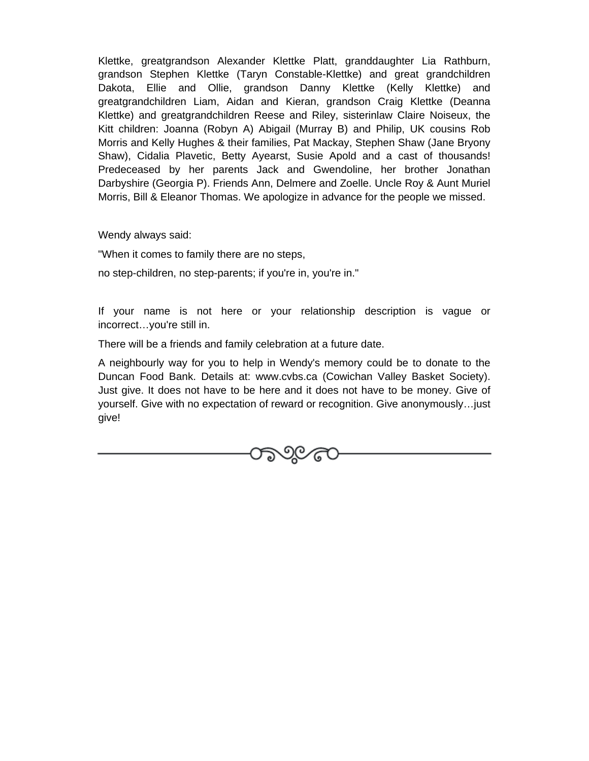Klettke, greatgrandson Alexander Klettke Platt, granddaughter Lia Rathburn, grandson Stephen Klettke (Taryn Constable-Klettke) and great grandchildren Dakota, Ellie and Ollie, grandson Danny Klettke (Kelly Klettke) and greatgrandchildren Liam, Aidan and Kieran, grandson Craig Klettke (Deanna Klettke) and greatgrandchildren Reese and Riley, sisterinlaw Claire Noiseux, the Kitt children: Joanna (Robyn A) Abigail (Murray B) and Philip, UK cousins Rob Morris and Kelly Hughes & their families, Pat Mackay, Stephen Shaw (Jane Bryony Shaw), Cidalia Plavetic, Betty Ayearst, Susie Apold and a cast of thousands! Predeceased by her parents Jack and Gwendoline, her brother Jonathan Darbyshire (Georgia P). Friends Ann, Delmere and Zoelle. Uncle Roy & Aunt Muriel Morris, Bill & Eleanor Thomas. We apologize in advance for the people we missed.

Wendy always said:

"When it comes to family there are no steps,

no step-children, no step-parents; if you're in, you're in."

If your name is not here or your relationship description is vague or incorrect…you're still in.

There will be a friends and family celebration at a future date.

A neighbourly way for you to help in Wendy's memory could be to donate to the Duncan Food Bank. Details at: www.cvbs.ca (Cowichan Valley Basket Society). Just give. It does not have to be here and it does not have to be money. Give of yourself. Give with no expectation of reward or recognition. Give anonymously…just give!